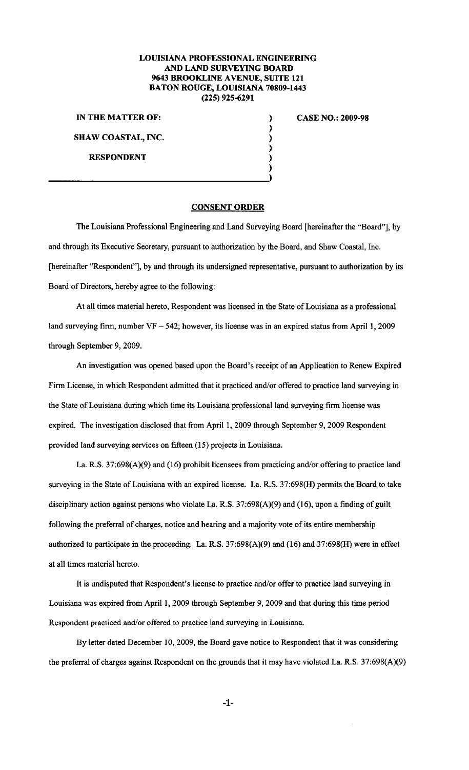**LOUISIANA PROFESSIONAL ENGINEERING AND LAND SURVEYING BOARD**
**9643 BROOKLINE AVENUE, SUITE 121**
**BATON ROUGE, LOUISIANA 70809-1443**
**(225) 925-6291**

| | | |
|---|---|---|
| **IN THE MATTER OF:** | ) | **CASE NO.: 2009-98** |
| | ) | |
| **SHAW COASTAL, INC.** | ) | |
| | ) | |
| **RESPONDENT** | ) | |
| | ) | |

## CONSENT ORDER

The Louisiana Professional Engineering and Land Surveying Board [hereinafter the "Board"], by and through its Executive Secretary, pursuant to authorization by the Board, and Shaw Coastal, Inc. [hereinafter "Respondent"], by and through its undersigned representative, pursuant to authorization by its Board of Directors, hereby agree to the following:

At all times material hereto, Respondent was licensed in the State of Louisiana as a professional land surveying firm, number VF – 542; however, its license was in an expired status from April 1, 2009 through September 9, 2009.

An investigation was opened based upon the Board's receipt of an Application to Renew Expired Firm License, in which Respondent admitted that it practiced and/or offered to practice land surveying in the State of Louisiana during which time its Louisiana professional land surveying firm license was expired. The investigation disclosed that from April 1, 2009 through September 9, 2009 Respondent provided land surveying services on fifteen (15) projects in Louisiana.

La. R.S. 37:698(A)(9) and (16) prohibit licensees from practicing and/or offering to practice land surveying in the State of Louisiana with an expired license. La. R.S. 37:698(H) permits the Board to take disciplinary action against persons who violate La. R.S. 37:698(A)(9) and (16), upon a finding of guilt following the preferral of charges, notice and hearing and a majority vote of its entire membership authorized to participate in the proceeding. La. R.S. 37:698(A)(9) and (16) and 37:698(H) were in effect at all times material hereto.

It is undisputed that Respondent's license to practice and/or offer to practice land surveying in Louisiana was expired from April 1, 2009 through September 9, 2009 and that during this time period Respondent practiced and/or offered to practice land surveying in Louisiana.

By letter dated December 10, 2009, the Board gave notice to Respondent that it was considering the preferral of charges against Respondent on the grounds that it may have violated La. R.S. 37:698(A)(9)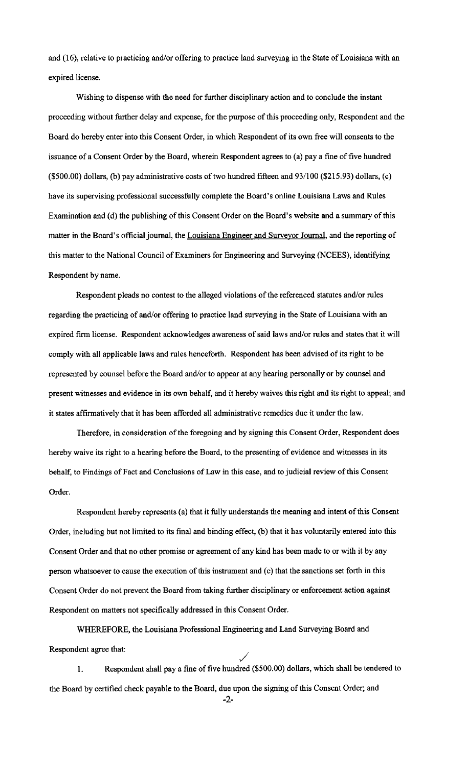and (16), relative to practicing and/or offering to practice land surveying in the State of Louisiana with an expired license.

Wishing to dispense with the need for further disciplinary action and to conclude the instant proceeding without further delay and expense, for the purpose of this proceeding only, Respondent and the Board do hereby enter into this Consent Order, in which Respondent of its own free will consents to the issuance of a Consent Order by the Board, wherein Respondent agrees to (a) pay a fine of five hundred ($500.00) dollars, (b) pay administrative costs of two hundred fifteen and 93/100 ($215.93) dollars, (c) have its supervising professional successfully complete the Board's online Louisiana Laws and Rules Examination and (d) the publishing of this Consent Order on the Board's website and a summary of this matter in the Board's official journal, the Louisiana Engineer and Surveyor Journal, and the reporting of this matter to the National Council of Examiners for Engineering and Surveying (NCEES), identifying Respondent by name.

Respondent pleads no contest to the alleged violations of the referenced statutes and/or rules regarding the practicing of and/or offering to practice land surveying in the State of Louisiana with an expired firm license. Respondent acknowledges awareness of said laws and/or rules and states that it will comply with all applicable laws and rules henceforth. Respondent has been advised of its right to be represented by counsel before the Board and/or to appear at any hearing personally or by counsel and present witnesses and evidence in its own behalf, and it hereby waives this right and its right to appeal; and it states affirmatively that it has been afforded all administrative remedies due it under the law.

Therefore, in consideration of the foregoing and by signing this Consent Order, Respondent does hereby waive its right to a hearing before the Board, to the presenting of evidence and witnesses in its behalf, to Findings of Fact and Conclusions of Law in this case, and to judicial review of this Consent Order.

Respondent hereby represents (a) that it fully understands the meaning and intent of this Consent Order, including but not limited to its final and binding effect, (b) that it has voluntarily entered into this Consent Order and that no other promise or agreement of any kind has been made to or with it by any person whatsoever to cause the execution of this instrument and (c) that the sanctions set forth in this Consent Order do not prevent the Board from taking further disciplinary or enforcement action against Respondent on matters not specifically addressed in this Consent Order.

WHEREFORE, the Louisiana Professional Engineering and Land Surveying Board and Respondent agree that:

1. Respondent shall pay a fine of five hundred ($500.00) dollars, which shall be tendered to the Board by certified check payable to the Board, due upon the signing of this Consent Order; and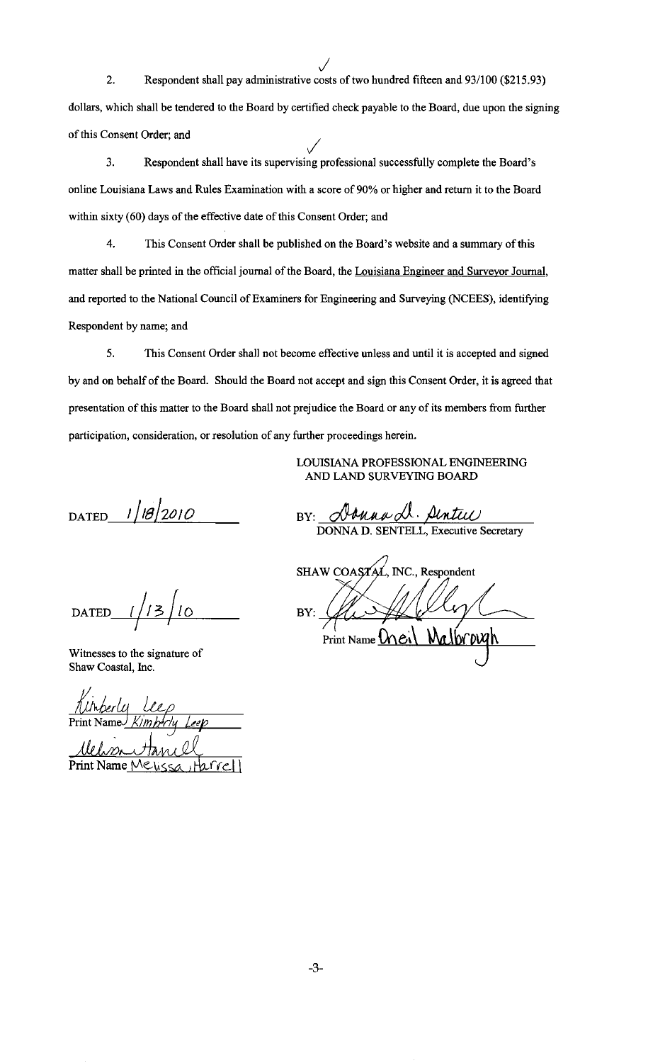2. Respondent shall pay administrative costs of two hundred fifteen and 93/100 ($215.93) dollars, which shall be tendered to the Board by certified check payable to the Board, due upon the signing of this Consent Order; and

3. Respondent shall have its supervising professional successfully complete the Board's online Louisiana Laws and Rules Examination with a score of 90% or higher and return it to the Board within sixty (60) days of the effective date of this Consent Order; and

4. This Consent Order shall be published on the Board's website and a summary of this matter shall be printed in the official journal of the Board, the Louisiana Engineer and Surveyor Journal, and reported to the National Council of Examiners for Engineering and Surveying (NCEES), identifying Respondent by name; and

5. This Consent Order shall not become effective unless and until it is accepted and signed by and on behalf of the Board. Should the Board not accept and sign this Consent Order, it is agreed that presentation of this matter to the Board shall not prejudice the Board or any of its members from further participation, consideration, or resolution of any further proceedings herein.

LOUISIANA PROFESSIONAL ENGINEERING AND LAND SURVEYING BOARD

DATED 1/18/2010

BY: Donna D. Sentell
DONNA D. SENTELL, Executive Secretary

SHAW COASTAL, INC., Respondent

DATED 1/13/10

BY: ______________________
Print Name Oneil Malbrough

Witnesses to the signature of Shaw Coastal, Inc.

Kimberly Leep
Print Name Kimberly Leep

Melissa Harrell
Print Name Melissa Harrell